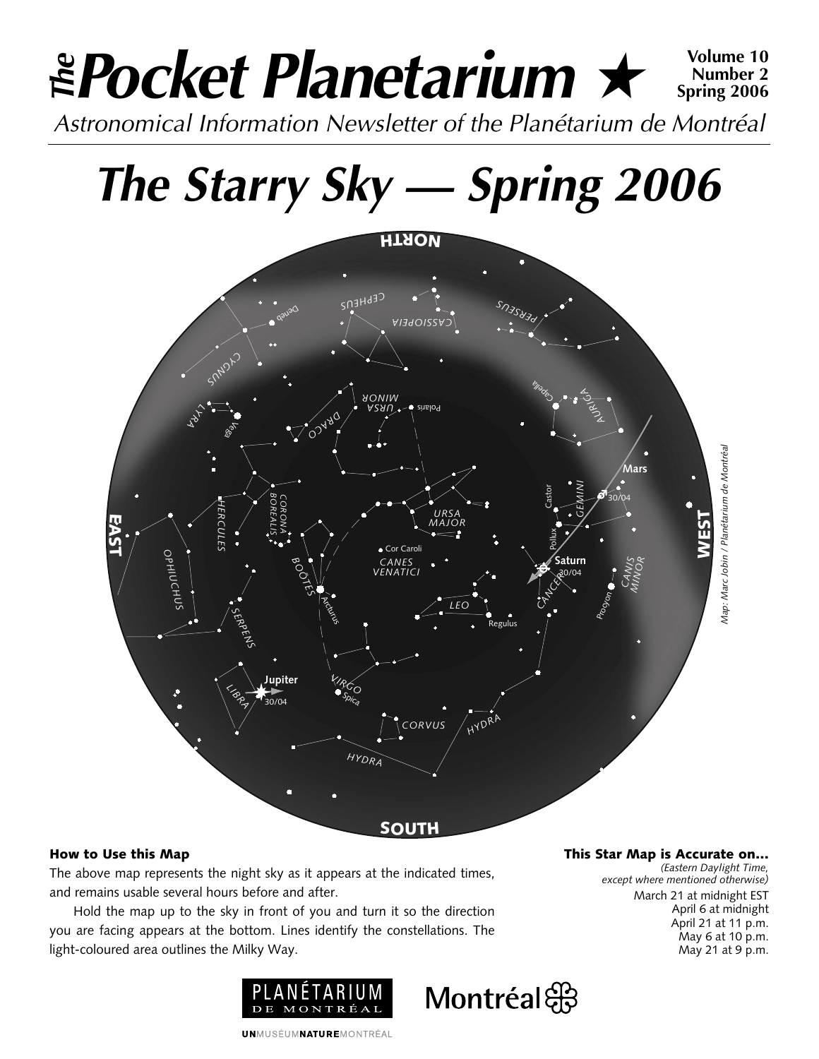# The Pocket Planetarium ★

**Volume 10**
**Number 2**
**Spring 2006**

*Astronomical Information Newsletter of the Planétarium de Montréal*

# *The Starry Sky — Spring 2006*

*Map: Marc Jobin / Planétarium de Montréal*

### How to Use this Map

The above map represents the night sky as it appears at the indicated times, and remains usable several hours before and after.

Hold the map up to the sky in front of you and turn it so the direction you are facing appears at the bottom. Lines identify the constellations. The light-coloured area outlines the Milky Way.

### This Star Map is Accurate on...

*(Eastern Daylight Time, except where mentioned otherwise)*

March 21 at midnight EST
April 6 at midnight
April 21 at 11 p.m.
May 6 at 10 p.m.
May 21 at 9 p.m.

PLANÉTARIUM DE MONTRÉAL

Montréal

UNMUSÉUMNATUREMONTRÉAL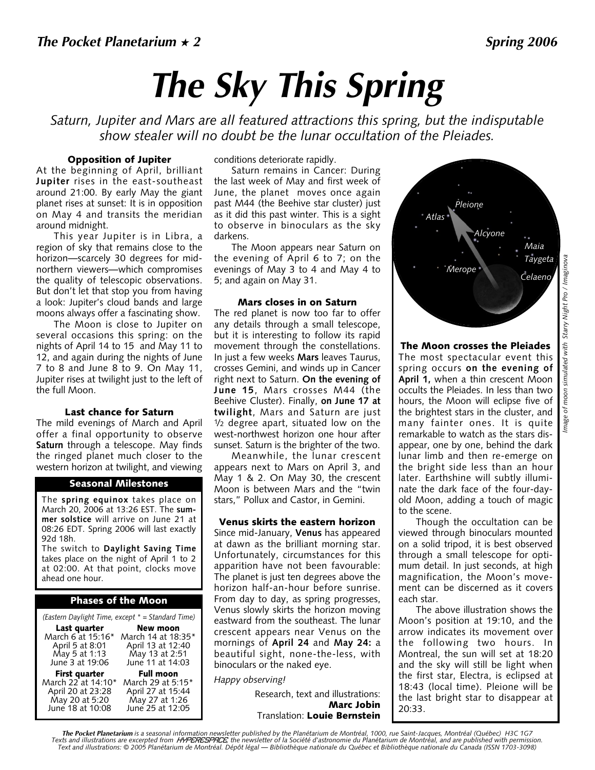# The Sky This Spring

*Saturn, Jupiter and Mars are all featured attractions this spring, but the indisputable show stealer will no doubt be the lunar occultation of the Pleiades.*

### Opposition of Jupiter

At the beginning of April, brilliant **Jupiter** rises in the east-southeast around 21:00. By early May the giant planet rises at sunset: It is in opposition on May 4 and transits the meridian around midnight.

This year Jupiter is in Libra, a region of sky that remains close to the horizon—scarcely 30 degrees for mid-northern viewers—which compromises the quality of telescopic observations. But don't let that stop you from having a look: Jupiter's cloud bands and large moons always offer a fascinating show.

The Moon is close to Jupiter on several occasions this spring: on the nights of April 14 to 15 and May 11 to 12, and again during the nights of June 7 to 8 and June 8 to 9. On May 11, Jupiter rises at twilight just to the left of the full Moon.

### Last chance for Saturn

The mild evenings of March and April offer a final opportunity to observe **Saturn** through a telescope. May finds the ringed planet much closer to the western horizon at twilight, and viewing conditions deteriorate rapidly.

Saturn remains in Cancer: During the last week of May and first week of June, the planet moves once again past M44 (the Beehive star cluster) just as it did this past winter. This is a sight to observe in binoculars as the sky darkens.

The Moon appears near Saturn on the evening of April 6 to 7; on the evenings of May 3 to 4 and May 4 to 5; and again on May 31.

### Seasonal Milestones

The **spring equinox** takes place on March 20, 2006 at 13:26 EST. The **summer solstice** will arrive on June 21 at 08:26 EDT. Spring 2006 will last exactly 92d 18h.

The switch to **Daylight Saving Time** takes place on the night of April 1 to 2 at 02:00. At that point, clocks move ahead one hour.

### Phases of the Moon

*(Eastern Daylight Time, except * = Standard Time)*

| Last quarter | New moon |
|---|---|
| March 6 at 15:16* | March 14 at 18:35* |
| April 5 at 8:01 | April 13 at 12:40 |
| May 5 at 1:13 | May 13 at 2:51 |
| June 3 at 19:06 | June 11 at 14:03 |
| **First quarter** | **Full moon** |
| March 22 at 14:10* | March 29 at 5:15* |
| April 20 at 23:28 | April 27 at 15:44 |
| May 20 at 5:20 | May 27 at 1:26 |
| June 18 at 10:08 | June 25 at 12:05 |

### Mars closes in on Saturn

The red planet is now too far to offer any details through a small telescope, but it is interesting to follow its rapid movement through the constellations. In just a few weeks **Mars** leaves Taurus, crosses Gemini, and winds up in Cancer right next to Saturn. **On the evening of June 15**, Mars crosses M44 (the Beehive Cluster). Finally, **on June 17 at twilight**, Mars and Saturn are just ½ degree apart, situated low on the west-northwest horizon one hour after sunset. Saturn is the brighter of the two.

Meanwhile, the lunar crescent appears next to Mars on April 3, and May 1 & 2. On May 30, the crescent Moon is between Mars and the "twin stars," Pollux and Castor, in Gemini.

### Venus skirts the eastern horizon

Since mid-January, **Venus** has appeared at dawn as the brilliant morning star. Unfortunately, circumstances for this apparition have not been favourable: The planet is just ten degrees above the horizon half-an-hour before sunrise. From day to day, as spring progresses, Venus slowly skirts the horizon moving eastward from the southeast. The lunar crescent appears near Venus on the mornings of **April 24** and **May 24:** a beautiful sight, none-the-less, with binoculars or the naked eye.

*Happy observing!*

Research, text and illustrations: **Marc Jobin**
Translation: **Louie Bernstein**

Pleione
Atlas
Alcyone
Maia
Taygeta
Merope
Celaeno

*Image of moon simulated with Starry Night Pro / Imaginova*

### The Moon crosses the Pleiades

The most spectacular event this spring occurs **on the evening of April 1,** when a thin crescent Moon occults the Pleiades. In less than two hours, the Moon will eclipse five of the brightest stars in the cluster, and many fainter ones. It is quite remarkable to watch as the stars disappear, one by one, behind the dark lunar limb and then re-emerge on the bright side less than an hour later. Earthshine will subtly illuminate the dark face of the four-day-old Moon, adding a touch of magic to the scene.

Though the occultation can be viewed through binoculars mounted on a solid tripod, it is best observed through a small telescope for optimum detail. In just seconds, at high magnification, the Moon's movement can be discerned as it covers each star.

The above illustration shows the Moon's position at 19:10, and the arrow indicates its movement over the following two hours. In Montreal, the sun will set at 18:20 and the sky will still be light when the first star, Electra, is eclipsed at 18:43 (local time). Pleione will be the last bright star to disappear at 20:33.

*The Pocket Planetarium is a seasonal information newsletter published by the Planétarium de Montréal, 1000, rue Saint-Jacques, Montréal (Québec) H3C 1G7. Texts and illustrations are excerpted from HYPERESPACE, the newsletter of la Société d'astronomie du Planétarium de Montréal, and are published with permission. Text and illustrations: © 2005 Planétarium de Montréal. Dépôt légal — Bibliothèque nationale du Québec et Bibliothèque nationale du Canada (ISSN 1703-3098)*